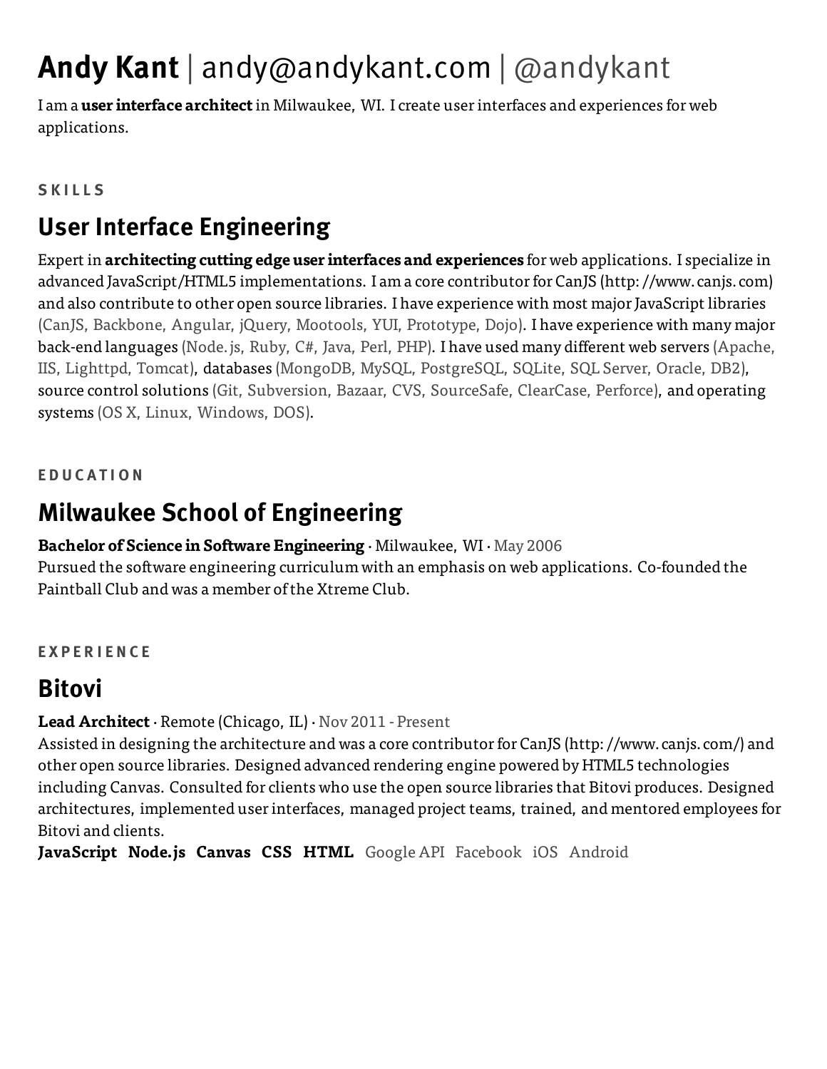# **Andy Kant** | andy@andykant.com | @andykant

I am a **user interface architect** in Milwaukee, WI. I create user interfaces and experiences for web applications.

#### SKILLS

## User Interface Engineering

Expert in **architecting cutting edge user interfaces and experiences** for web applications. I specialize in advanced JavaScript/HTML5 implementations. I am a core contributor for CanJS (http://www.canjs.com) and also contribute to other open source libraries. I have experience with most major JavaScript libraries (CanJS, Backbone, Angular, jQuery, Mootools, YUI, Prototype, Dojo). I have experience with many major back-end languages (Node.js, Ruby, C#, Java, Perl, PHP). I have used many different web servers (Apache, IIS, Lighttpd, Tomcat), databases (MongoDB, MySQL, PostgreSQL, SQLite, SQL Server, Oracle, DB2), source control solutions (Git, Subversion, Bazaar, CVS, SourceSafe, ClearCase, Perforce), and operating systems (OS X, Linux, Windows, DOS).

#### EDUCATION

## Milwaukee School of Engineering

**Bachelor of Science in Software Engineering** · Milwaukee, WI · May 2006

Pursued the software engineering curriculum with an emphasis on web applications. Co-founded the Paintball Club and was a member of the Xtreme Club.

#### EXPERIENCE

## Bitovi

**Lead Architect** · Remote (Chicago, IL) · Nov 2011 - Present

Assisted in designing the architecture and was a core contributor for CanJS (http://www.canjs.com/) and other open source libraries. Designed advanced rendering engine powered by HTML5 technologies including Canvas. Consulted for clients who use the open source libraries that Bitovi produces. Designed architectures, implemented user interfaces, managed project teams, trained, and mentored employees for Bitovi and clients.

**JavaScript** **Node.js** **Canvas** **CSS** **HTML** Google API Facebook iOS Android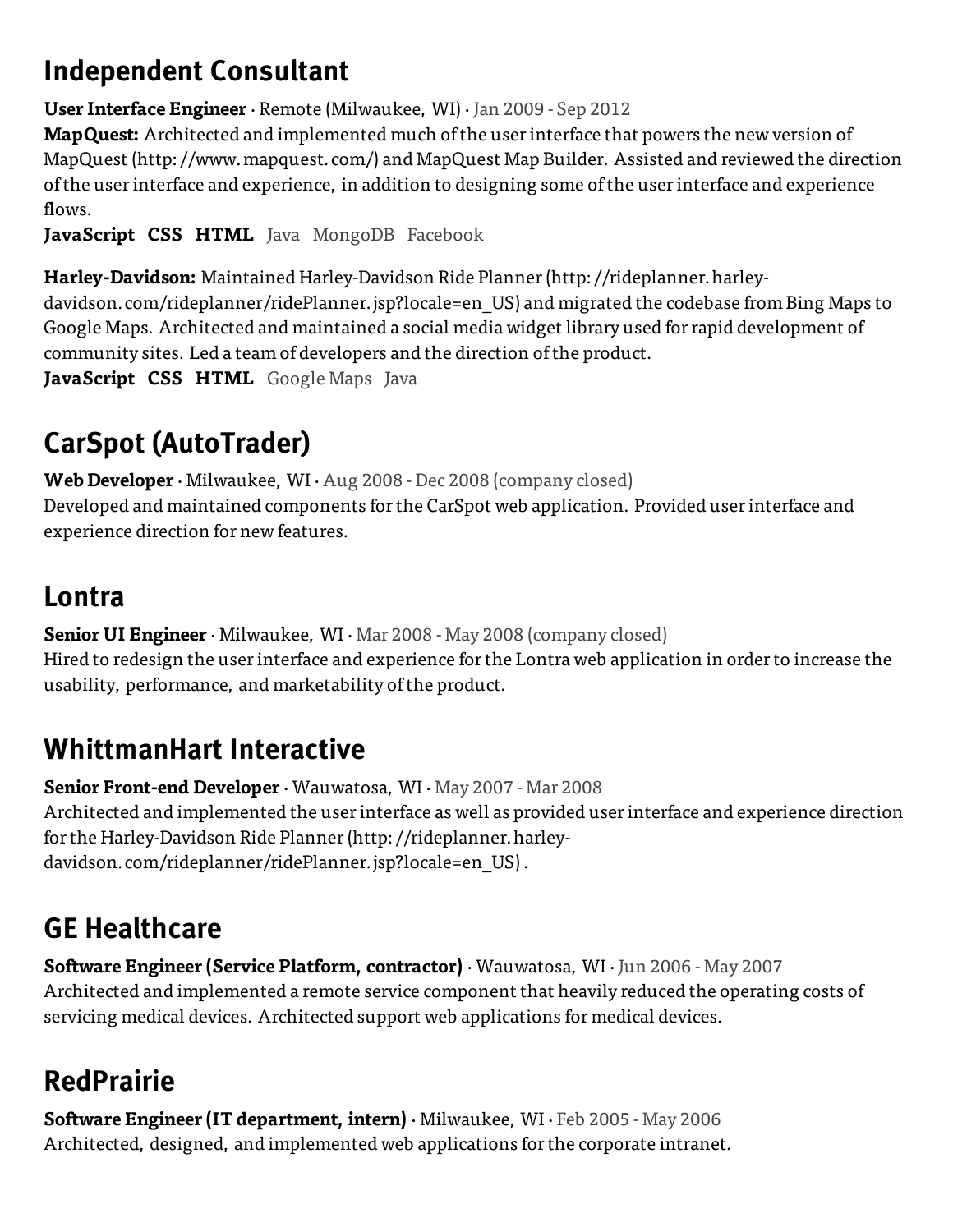## Independent Consultant

**User Interface Engineer** · Remote (Milwaukee, WI) · Jan 2009 - Sep 2012

**MapQuest:** Architected and implemented much of the user interface that powers the new version of MapQuest (http://www.mapquest.com/) and MapQuest Map Builder. Assisted and reviewed the direction of the user interface and experience, in addition to designing some of the user interface and experience flows.

**JavaScript** **CSS** **HTML** Java MongoDB Facebook

**Harley-Davidson:** Maintained Harley-Davidson Ride Planner (http://rideplanner.harley-davidson.com/rideplanner/ridePlanner.jsp?locale=en_US) and migrated the codebase from Bing Maps to Google Maps. Architected and maintained a social media widget library used for rapid development of community sites. Led a team of developers and the direction of the product.

**JavaScript** **CSS** **HTML** Google Maps Java

## CarSpot (AutoTrader)

**Web Developer** · Milwaukee, WI · Aug 2008 - Dec 2008 (company closed)

Developed and maintained components for the CarSpot web application. Provided user interface and experience direction for new features.

## Lontra

**Senior UI Engineer** · Milwaukee, WI · Mar 2008 - May 2008 (company closed)

Hired to redesign the user interface and experience for the Lontra web application in order to increase the usability, performance, and marketability of the product.

## WhittmanHart Interactive

**Senior Front-end Developer** · Wauwatosa, WI · May 2007 - Mar 2008

Architected and implemented the user interface as well as provided user interface and experience direction for the Harley-Davidson Ride Planner (http://rideplanner.harley-davidson.com/rideplanner/ridePlanner.jsp?locale=en_US).

## GE Healthcare

**Software Engineer (Service Platform, contractor)** · Wauwatosa, WI · Jun 2006 - May 2007

Architected and implemented a remote service component that heavily reduced the operating costs of servicing medical devices. Architected support web applications for medical devices.

## RedPrairie

**Software Engineer (IT department, intern)** · Milwaukee, WI · Feb 2005 - May 2006

Architected, designed, and implemented web applications for the corporate intranet.